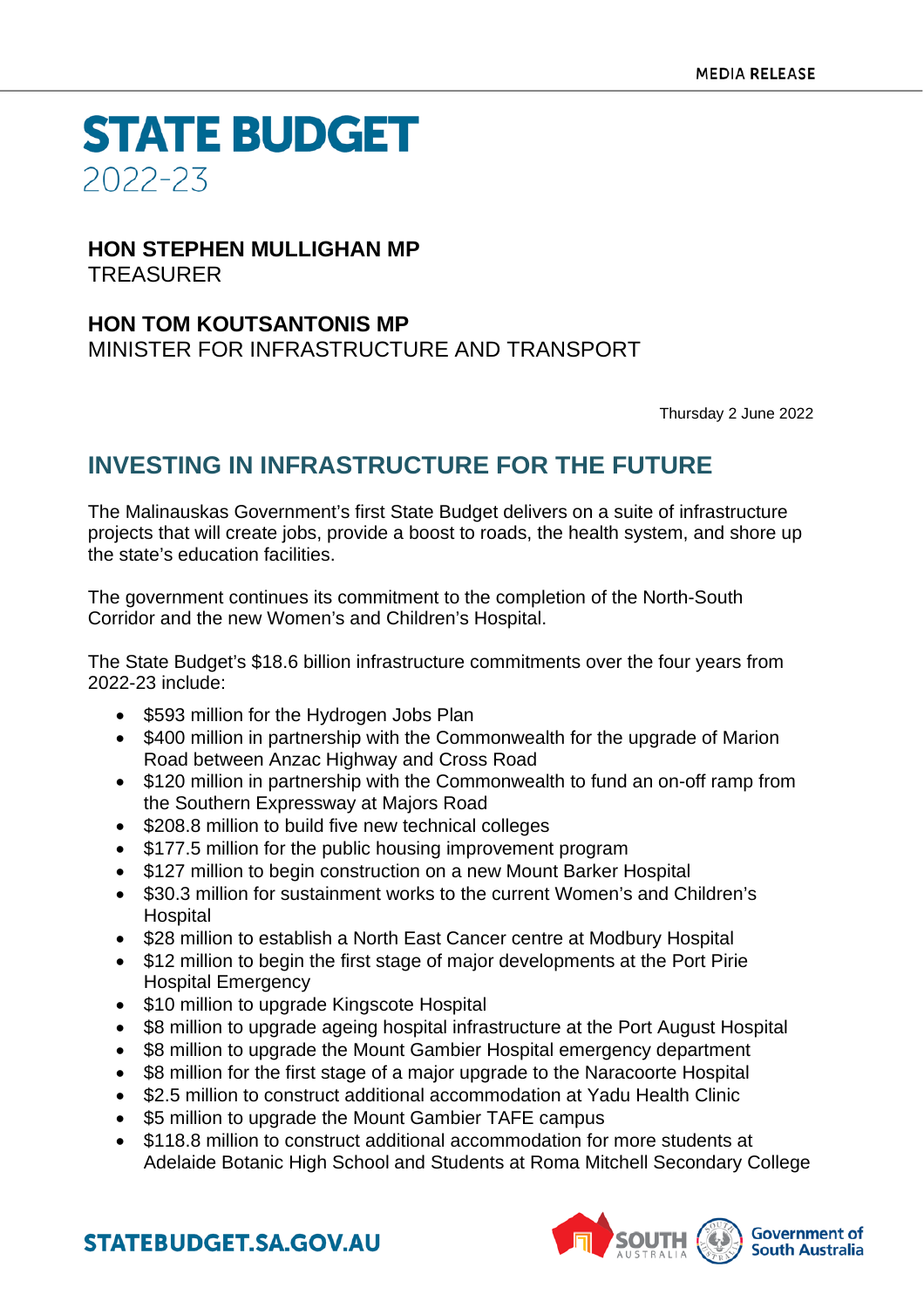MEDIA RELEASE

# STATE BUDGET
2022-23

**HON STEPHEN MULLIGHAN MP**
TREASURER

**HON TOM KOUTSANTONIS MP**
MINISTER FOR INFRASTRUCTURE AND TRANSPORT

Thursday 2 June 2022

## INVESTING IN INFRASTRUCTURE FOR THE FUTURE

The Malinauskas Government's first State Budget delivers on a suite of infrastructure projects that will create jobs, provide a boost to roads, the health system, and shore up the state's education facilities.

The government continues its commitment to the completion of the North-South Corridor and the new Women's and Children's Hospital.

The State Budget's $18.6 billion infrastructure commitments over the four years from 2022-23 include:

- $593 million for the Hydrogen Jobs Plan
- $400 million in partnership with the Commonwealth for the upgrade of Marion Road between Anzac Highway and Cross Road
- $120 million in partnership with the Commonwealth to fund an on-off ramp from the Southern Expressway at Majors Road
- $208.8 million to build five new technical colleges
- $177.5 million for the public housing improvement program
- $127 million to begin construction on a new Mount Barker Hospital
- $30.3 million for sustainment works to the current Women's and Children's Hospital
- $28 million to establish a North East Cancer centre at Modbury Hospital
- $12 million to begin the first stage of major developments at the Port Pirie Hospital Emergency
- $10 million to upgrade Kingscote Hospital
- $8 million to upgrade ageing hospital infrastructure at the Port August Hospital
- $8 million to upgrade the Mount Gambier Hospital emergency department
- $8 million for the first stage of a major upgrade to the Naracoorte Hospital
- $2.5 million to construct additional accommodation at Yadu Health Clinic
- $5 million to upgrade the Mount Gambier TAFE campus
- $118.8 million to construct additional accommodation for more students at Adelaide Botanic High School and Students at Roma Mitchell Secondary College

STATEBUDGET.SA.GOV.AU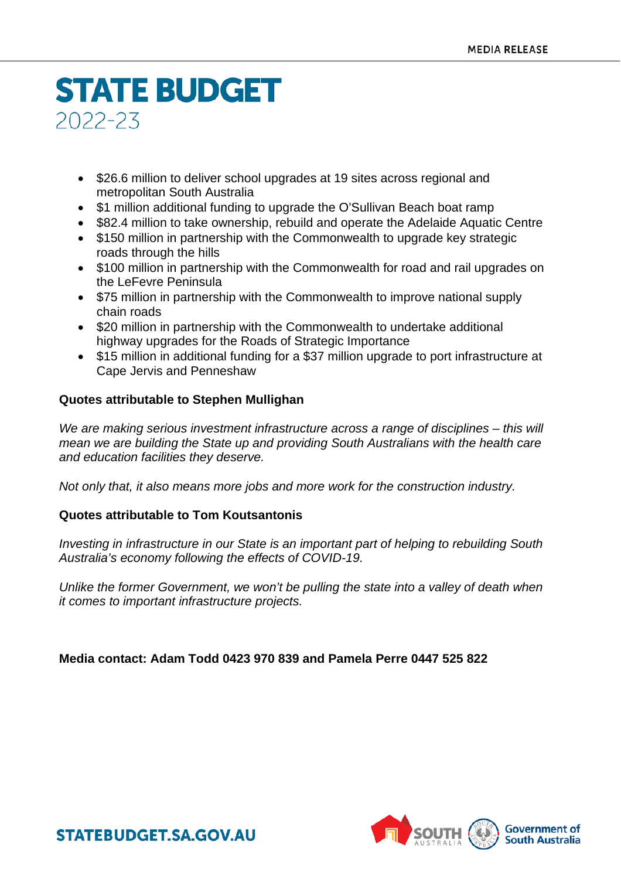- $26.6 million to deliver school upgrades at 19 sites across regional and metropolitan South Australia
- $1 million additional funding to upgrade the O'Sullivan Beach boat ramp
- $82.4 million to take ownership, rebuild and operate the Adelaide Aquatic Centre
- $150 million in partnership with the Commonwealth to upgrade key strategic roads through the hills
- $100 million in partnership with the Commonwealth for road and rail upgrades on the LeFevre Peninsula
- $75 million in partnership with the Commonwealth to improve national supply chain roads
- $20 million in partnership with the Commonwealth to undertake additional highway upgrades for the Roads of Strategic Importance
- $15 million in additional funding for a $37 million upgrade to port infrastructure at Cape Jervis and Penneshaw

**Quotes attributable to Stephen Mullighan**

*We are making serious investment infrastructure across a range of disciplines – this will mean we are building the State up and providing South Australians with the health care and education facilities they deserve.*

*Not only that, it also means more jobs and more work for the construction industry.*

**Quotes attributable to Tom Koutsantonis**

*Investing in infrastructure in our State is an important part of helping to rebuilding South Australia's economy following the effects of COVID-19.*

*Unlike the former Government, we won't be pulling the state into a valley of death when it comes to important infrastructure projects.*

**Media contact: Adam Todd 0423 970 839 and Pamela Perre 0447 525 822**